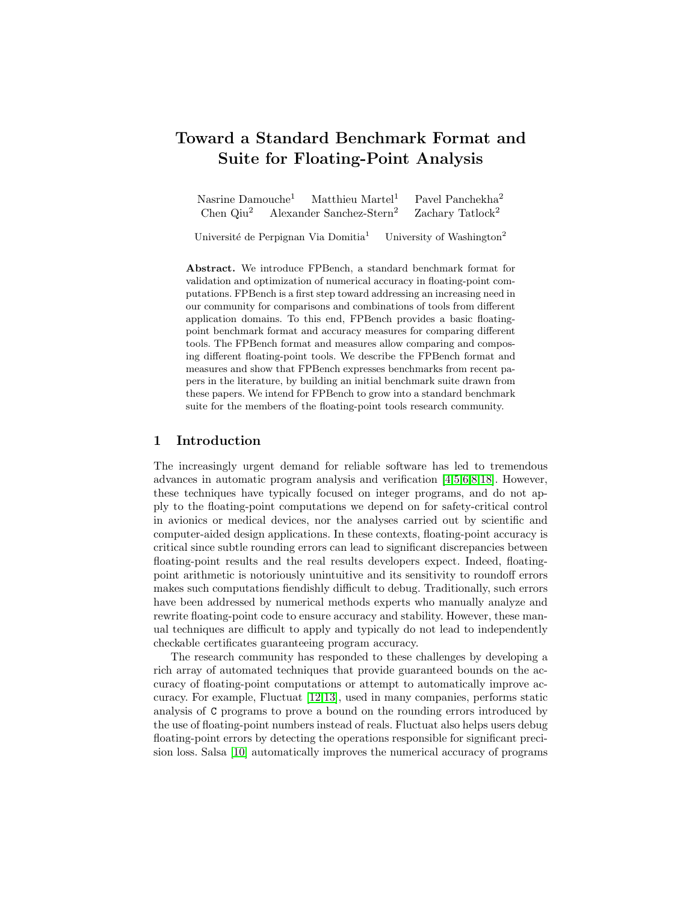# Toward a Standard Benchmark Format and Suite for Floating-Point Analysis

Nasrine Damouche[1] Matthieu Martel[1] Pavel Panchekha[2]
Chen Qiu[2] Alexander Sanchez-Stern[2] Zachary Tatlock[2]

Université de Perpignan Via Domitia[1] University of Washington[2]

**Abstract.** We introduce FPBench, a standard benchmark format for validation and optimization of numerical accuracy in floating-point computations. FPBench is a first step toward addressing an increasing need in our community for comparisons and combinations of tools from different application domains. To this end, FPBench provides a basic floating-point benchmark format and accuracy measures for comparing different tools. The FPBench format and measures allow comparing and composing different floating-point tools. We describe the FPBench format and measures and show that FPBench expresses benchmarks from recent papers in the literature, by building an initial benchmark suite drawn from these papers. We intend for FPBench to grow into a standard benchmark suite for the members of the floating-point tools research community.

## 1 Introduction

The increasingly urgent demand for reliable software has led to tremendous advances in automatic program analysis and verification [4,5,6,8,18]. However, these techniques have typically focused on integer programs, and do not apply to the floating-point computations we depend on for safety-critical control in avionics or medical devices, nor the analyses carried out by scientific and computer-aided design applications. In these contexts, floating-point accuracy is critical since subtle rounding errors can lead to significant discrepancies between floating-point results and the real results developers expect. Indeed, floating-point arithmetic is notoriously unintuitive and its sensitivity to roundoff errors makes such computations fiendishly difficult to debug. Traditionally, such errors have been addressed by numerical methods experts who manually analyze and rewrite floating-point code to ensure accuracy and stability. However, these manual techniques are difficult to apply and typically do not lead to independently checkable certificates guaranteeing program accuracy.

The research community has responded to these challenges by developing a rich array of automated techniques that provide guaranteed bounds on the accuracy of floating-point computations or attempt to automatically improve accuracy. For example, Fluctuat [12,13], used in many companies, performs static analysis of C programs to prove a bound on the rounding errors introduced by the use of floating-point numbers instead of reals. Fluctuat also helps users debug floating-point errors by detecting the operations responsible for significant precision loss. Salsa [10] automatically improves the numerical accuracy of programs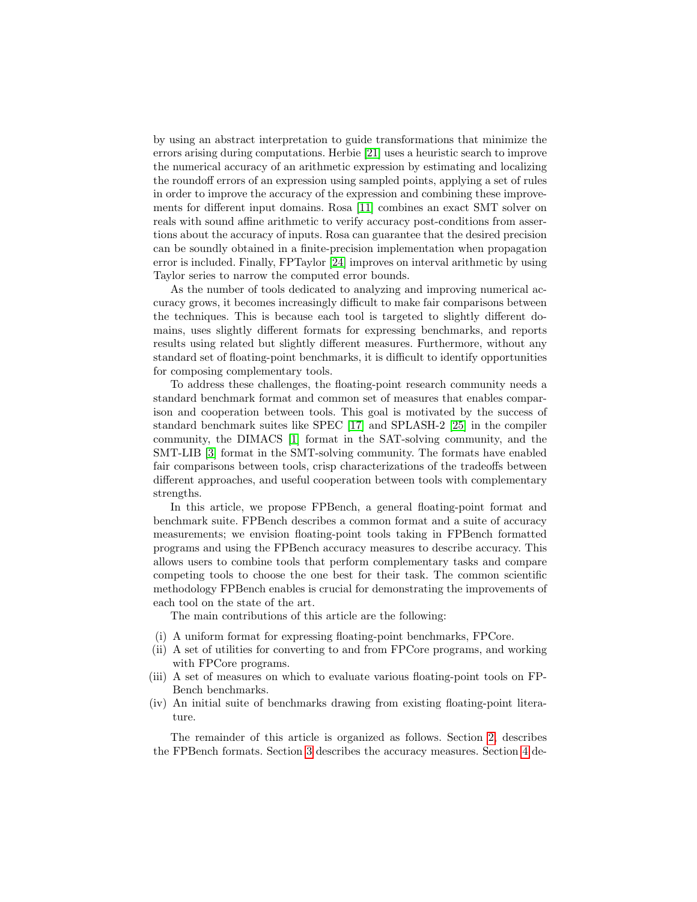by using an abstract interpretation to guide transformations that minimize the errors arising during computations. Herbie [21] uses a heuristic search to improve the numerical accuracy of an arithmetic expression by estimating and localizing the roundoff errors of an expression using sampled points, applying a set of rules in order to improve the accuracy of the expression and combining these improvements for different input domains. Rosa [11] combines an exact SMT solver on reals with sound affine arithmetic to verify accuracy post-conditions from assertions about the accuracy of inputs. Rosa can guarantee that the desired precision can be soundly obtained in a finite-precision implementation when propagation error is included. Finally, FPTaylor [24] improves on interval arithmetic by using Taylor series to narrow the computed error bounds.

As the number of tools dedicated to analyzing and improving numerical accuracy grows, it becomes increasingly difficult to make fair comparisons between the techniques. This is because each tool is targeted to slightly different domains, uses slightly different formats for expressing benchmarks, and reports results using related but slightly different measures. Furthermore, without any standard set of floating-point benchmarks, it is difficult to identify opportunities for composing complementary tools.

To address these challenges, the floating-point research community needs a standard benchmark format and common set of measures that enables comparison and cooperation between tools. This goal is motivated by the success of standard benchmark suites like SPEC [17] and SPLASH-2 [25] in the compiler community, the DIMACS [1] format in the SAT-solving community, and the SMT-LIB [3] format in the SMT-solving community. The formats have enabled fair comparisons between tools, crisp characterizations of the tradeoffs between different approaches, and useful cooperation between tools with complementary strengths.

In this article, we propose FPBench, a general floating-point format and benchmark suite. FPBench describes a common format and a suite of accuracy measurements; we envision floating-point tools taking in FPBench formatted programs and using the FPBench accuracy measures to describe accuracy. This allows users to combine tools that perform complementary tasks and compare competing tools to choose the one best for their task. The common scientific methodology FPBench enables is crucial for demonstrating the improvements of each tool on the state of the art.

The main contributions of this article are the following:

(i) A uniform format for expressing floating-point benchmarks, FPCore.
(ii) A set of utilities for converting to and from FPCore programs, and working with FPCore programs.
(iii) A set of measures on which to evaluate various floating-point tools on FPBench benchmarks.
(iv) An initial suite of benchmarks drawing from existing floating-point literature.

The remainder of this article is organized as follows. Section 2 describes the FPBench formats. Section 3 describes the accuracy measures. Section 4 de-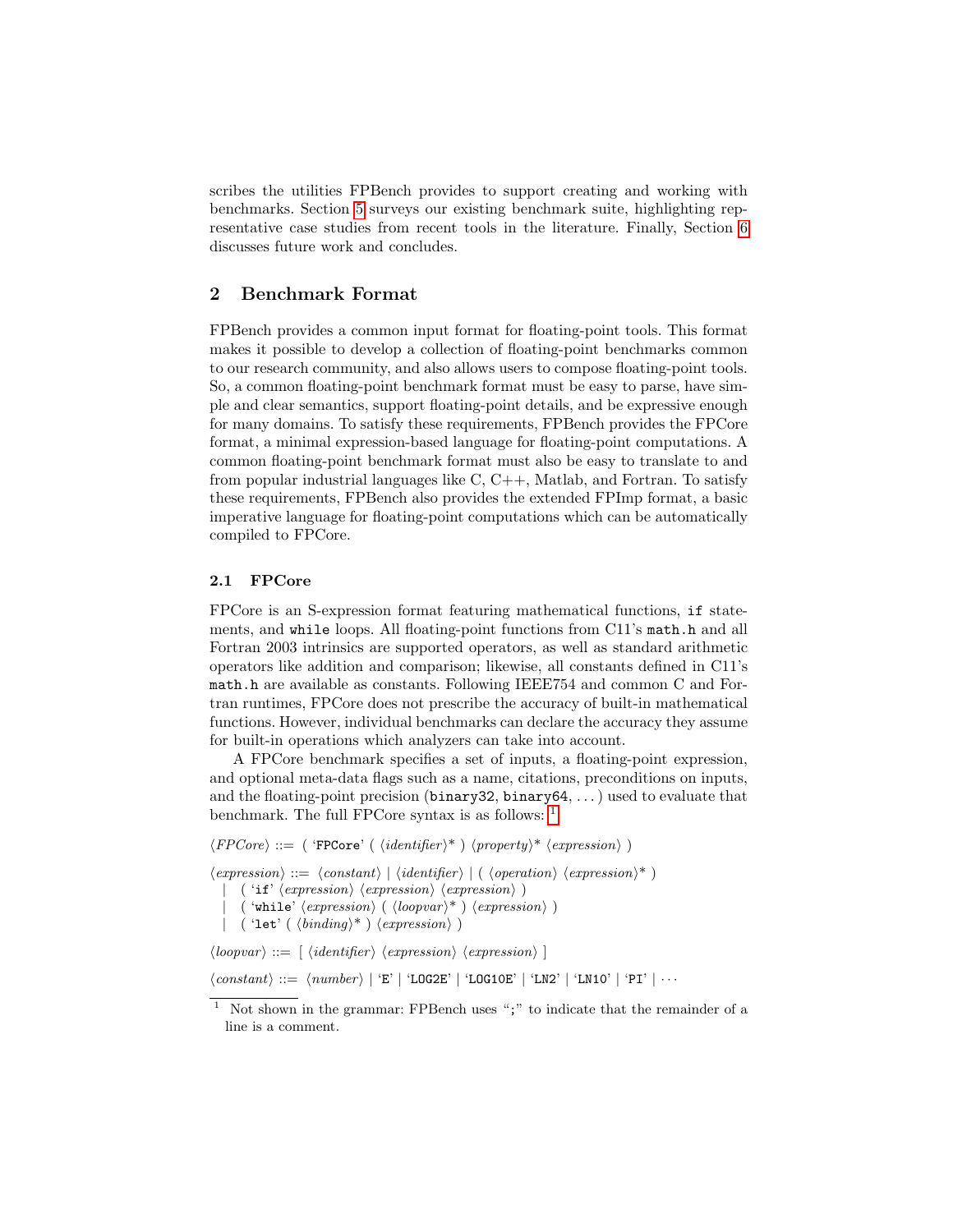scribes the utilities FPBench provides to support creating and working with benchmarks. Section 5 surveys our existing benchmark suite, highlighting representative case studies from recent tools in the literature. Finally, Section 6 discusses future work and concludes.

## 2 Benchmark Format

FPBench provides a common input format for floating-point tools. This format makes it possible to develop a collection of floating-point benchmarks common to our research community, and also allows users to compose floating-point tools. So, a common floating-point benchmark format must be easy to parse, have simple and clear semantics, support floating-point details, and be expressive enough for many domains. To satisfy these requirements, FPBench provides the FPCore format, a minimal expression-based language for floating-point computations. A common floating-point benchmark format must also be easy to translate to and from popular industrial languages like C, C++, Matlab, and Fortran. To satisfy these requirements, FPBench also provides the extended FPImp format, a basic imperative language for floating-point computations which can be automatically compiled to FPCore.

### 2.1 FPCore

FPCore is an S-expression format featuring mathematical functions, `if` statements, and `while` loops. All floating-point functions from C11's `math.h` and all Fortran 2003 intrinsics are supported operators, as well as standard arithmetic operators like addition and comparison; likewise, all constants defined in C11's `math.h` are available as constants. Following IEEE754 and common C and Fortran runtimes, FPCore does not prescribe the accuracy of built-in mathematical functions. However, individual benchmarks can declare the accuracy they assume for built-in operations which analyzers can take into account.

A FPCore benchmark specifies a set of inputs, a floating-point expression, and optional meta-data flags such as a name, citations, preconditions on inputs, and the floating-point precision (`binary32`, `binary64`, ...) used to evaluate that benchmark. The full FPCore syntax is as follows: [1]

```
⟨FPCore⟩ ::= ( 'FPCore' ( ⟨identifier⟩* ) ⟨property⟩* ⟨expression⟩ )

⟨expression⟩ ::= ⟨constant⟩ | ⟨identifier⟩ | ( ⟨operation⟩ ⟨expression⟩* )
   | ( 'if' ⟨expression⟩ ⟨expression⟩ ⟨expression⟩ )
   | ( 'while' ⟨expression⟩ ( ⟨loopvar⟩* ) ⟨expression⟩ )
   | ( 'let' ( ⟨binding⟩* ) ⟨expression⟩ )

⟨loopvar⟩ ::= [ ⟨identifier⟩ ⟨expression⟩ ⟨expression⟩ ]

⟨constant⟩ ::= ⟨number⟩ | 'E' | 'LOG2E' | 'LOG10E' | 'LN2' | 'LN10' | 'PI' | ···
```

[1] Not shown in the grammar: FPBench uses ";" to indicate that the remainder of a line is a comment.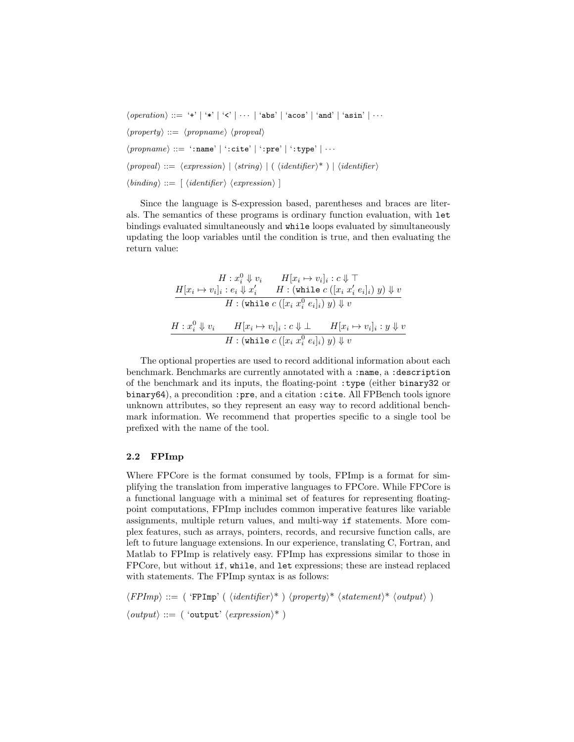$\langle operation \rangle$ ::= '+' | '*' | '<' | ⋯ | 'abs' | 'acos' | 'and' | 'asin' | ⋯

$\langle property \rangle$ ::= $\langle propname \rangle$ $\langle propval \rangle$

$\langle propname \rangle$ ::= ':name' | ':cite' | ':pre' | ':type' | ⋯

$\langle propval \rangle$ ::= $\langle expression \rangle$ | $\langle string \rangle$ | ( $\langle identifier \rangle$* ) | $\langle identifier \rangle$

$\langle binding \rangle$ ::= [ $\langle identifier \rangle$ $\langle expression \rangle$ ]

Since the language is S-expression based, parentheses and braces are literals. The semantics of these programs is ordinary function evaluation, with `let` bindings evaluated simultaneously and `while` loops evaluated by simultaneously updating the loop variables until the condition is true, and then evaluating the return value:

$$\frac{\begin{array}{cc} H : x_i^0 \Downarrow v_i & H[x_i \mapsto v_i]_i : c \Downarrow \top \\ H[x_i \mapsto v_i]_i : e_i \Downarrow x_i' & H : (\texttt{while}\ c\ ([x_i\ x_i'\ e_i]_i)\ y) \Downarrow v \end{array}}{H : (\texttt{while}\ c\ ([x_i\ x_i^0\ e_i]_i)\ y) \Downarrow v}$$

$$\frac{H : x_i^0 \Downarrow v_i \qquad H[x_i \mapsto v_i]_i : c \Downarrow \bot \qquad H[x_i \mapsto v_i]_i : y \Downarrow v}{H : (\texttt{while}\ c\ ([x_i\ x_i^0\ e_i]_i)\ y) \Downarrow v}$$

The optional properties are used to record additional information about each benchmark. Benchmarks are currently annotated with a `:name`, a `:description` of the benchmark and its inputs, the floating-point `:type` (either `binary32` or `binary64`), a precondition `:pre`, and a citation `:cite`. All FPBench tools ignore unknown attributes, so they represent an easy way to record additional benchmark information. We recommend that properties specific to a single tool be prefixed with the name of the tool.

### 2.2 FPImp

Where FPCore is the format consumed by tools, FPImp is a format for simplifying the translation from imperative languages to FPCore. While FPCore is a functional language with a minimal set of features for representing floating-point computations, FPImp includes common imperative features like variable assignments, multiple return values, and multi-way `if` statements. More complex features, such as arrays, pointers, records, and recursive function calls, are left to future language extensions. In our experience, translating C, Fortran, and Matlab to FPImp is relatively easy. FPImp has expressions similar to those in FPCore, but without `if`, `while`, and `let` expressions; these are instead replaced with statements. The FPImp syntax is as follows:

$\langle FPImp \rangle$ ::= ( 'FPImp' ( $\langle identifier \rangle$* ) $\langle property \rangle$* $\langle statement \rangle$* $\langle output \rangle$ )

$\langle output \rangle$ ::= ( 'output' $\langle expression \rangle$* )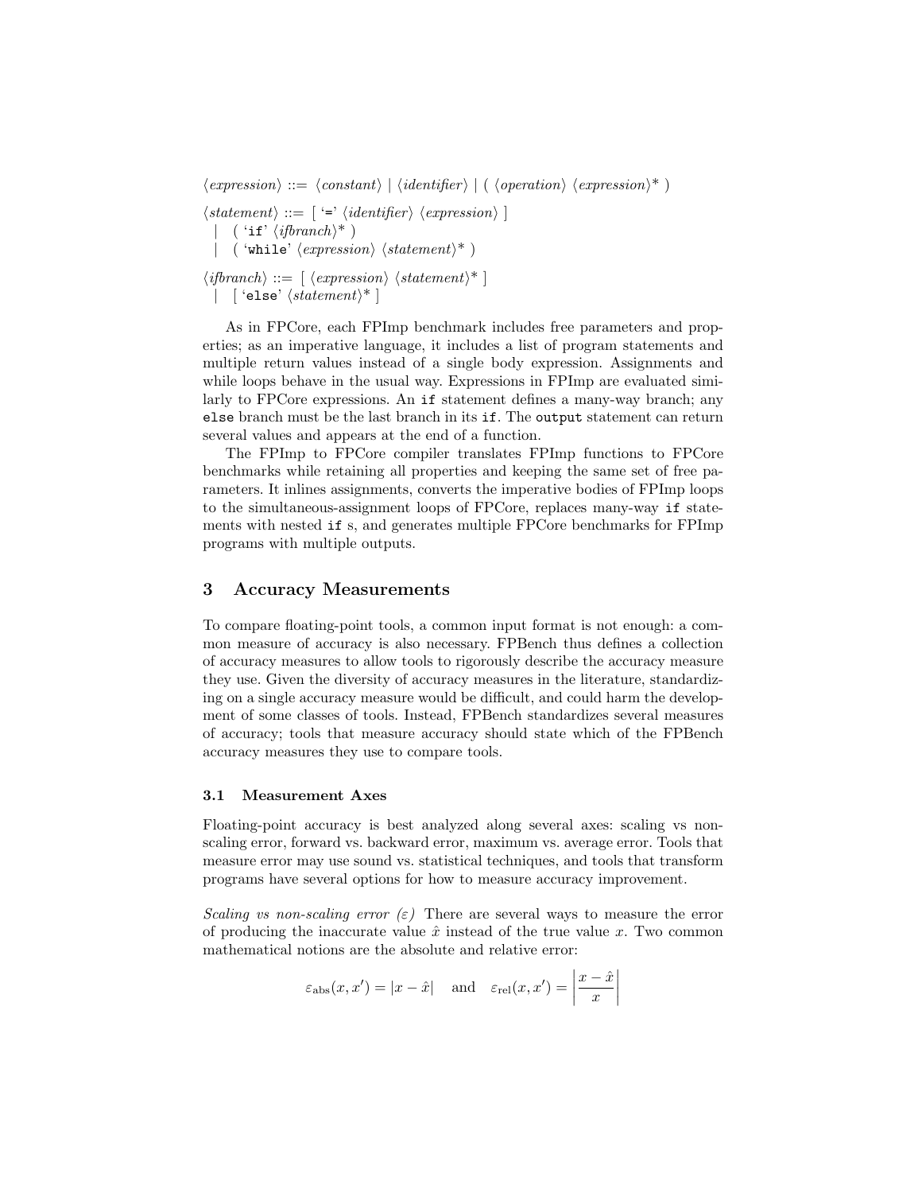$$
\begin{aligned}
\langle expression \rangle &::= \langle constant \rangle \mid \langle identifier \rangle \mid (\ \langle operation \rangle\ \langle expression \rangle^*\ ) \\
\langle statement \rangle &::= [\ \text{`}\texttt{=}\text{'}\ \langle identifier \rangle\ \langle expression \rangle\ ] \\
&\quad \mid\ (\ \text{`}\texttt{if}\text{'}\ \langle ifbranch \rangle^*\ ) \\
&\quad \mid\ (\ \text{`}\texttt{while}\text{'}\ \langle expression \rangle\ \langle statement \rangle^*\ ) \\
\langle ifbranch \rangle &::= [\ \langle expression \rangle\ \langle statement \rangle^*\ ] \\
&\quad \mid\ [\ \text{`}\texttt{else}\text{'}\ \langle statement \rangle^*\ ]
\end{aligned}
$$

As in FPCore, each FPImp benchmark includes free parameters and properties; as an imperative language, it includes a list of program statements and multiple return values instead of a single body expression. Assignments and while loops behave in the usual way. Expressions in FPImp are evaluated similarly to FPCore expressions. An `if` statement defines a many-way branch; any `else` branch must be the last branch in its `if`. The `output` statement can return several values and appears at the end of a function.

The FPImp to FPCore compiler translates FPImp functions to FPCore benchmarks while retaining all properties and keeping the same set of free parameters. It inlines assignments, converts the imperative bodies of FPImp loops to the simultaneous-assignment loops of FPCore, replaces many-way `if` statements with nested `if` s, and generates multiple FPCore benchmarks for FPImp programs with multiple outputs.

## 3 Accuracy Measurements

To compare floating-point tools, a common input format is not enough: a common measure of accuracy is also necessary. FPBench thus defines a collection of accuracy measures to allow tools to rigorously describe the accuracy measure they use. Given the diversity of accuracy measures in the literature, standardizing on a single accuracy measure would be difficult, and could harm the development of some classes of tools. Instead, FPBench standardizes several measures of accuracy; tools that measure accuracy should state which of the FPBench accuracy measures they use to compare tools.

### 3.1 Measurement Axes

Floating-point accuracy is best analyzed along several axes: scaling vs non-scaling error, forward vs. backward error, maximum vs. average error. Tools that measure error may use sound vs. statistical techniques, and tools that transform programs have several options for how to measure accuracy improvement.

*Scaling vs non-scaling error ($\varepsilon$)* There are several ways to measure the error of producing the inaccurate value $\hat{x}$ instead of the true value $x$. Two common mathematical notions are the absolute and relative error:

$$\varepsilon_{\text{abs}}(x, x') = |x - \hat{x}| \quad \text{and} \quad \varepsilon_{\text{rel}}(x, x') = \left| \frac{x - \hat{x}}{x} \right|$$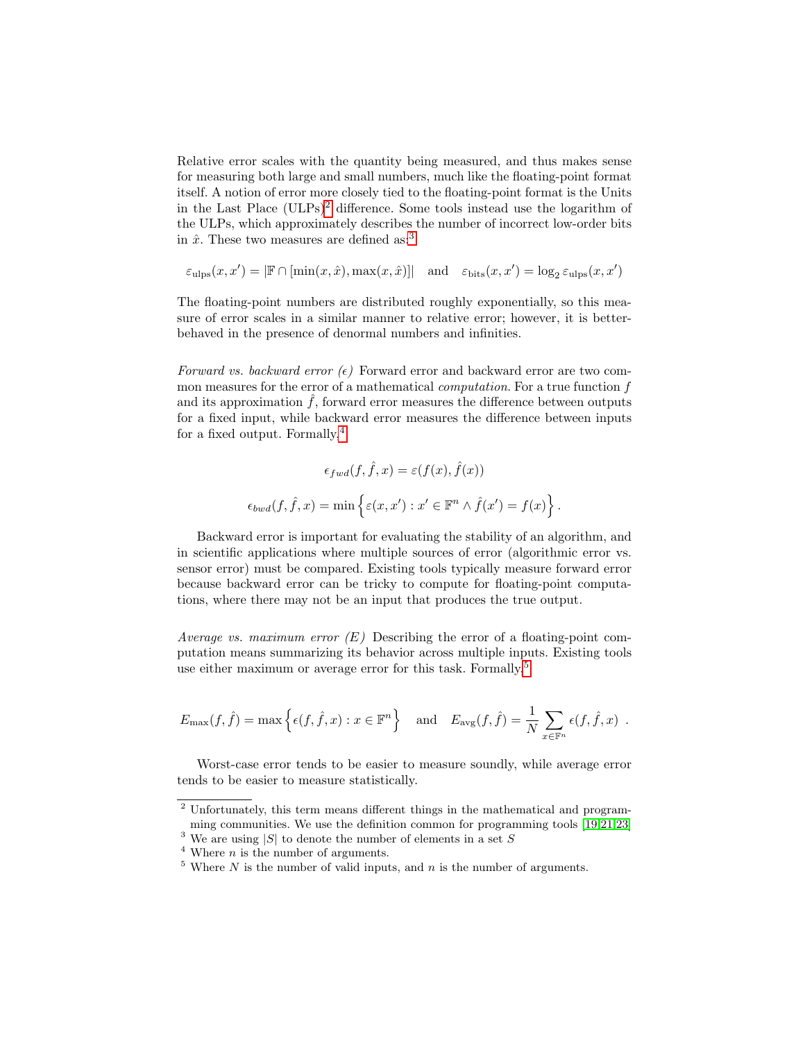Relative error scales with the quantity being measured, and thus makes sense for measuring both large and small numbers, much like the floating-point format itself. A notion of error more closely tied to the floating-point format is the Units in the Last Place (ULPs)[2] difference. Some tools instead use the logarithm of the ULPs, which approximately describes the number of incorrect low-order bits in $\hat{x}$. These two measures are defined as:[3]

$$\varepsilon_{\text{ulps}}(x, x') = |\mathbb{F} \cap [\min(x, \hat{x}), \max(x, \hat{x})]| \quad \text{and} \quad \varepsilon_{\text{bits}}(x, x') = \log_2 \varepsilon_{\text{ulps}}(x, x')$$

The floating-point numbers are distributed roughly exponentially, so this measure of error scales in a similar manner to relative error; however, it is better-behaved in the presence of denormal numbers and infinities.

*Forward vs. backward error ($\epsilon$)* Forward error and backward error are two common measures for the error of a mathematical *computation*. For a true function $f$ and its approximation $\hat{f}$, forward error measures the difference between outputs for a fixed input, while backward error measures the difference between inputs for a fixed output. Formally,[4]

$$\epsilon_{fwd}(f, \hat{f}, x) = \varepsilon(f(x), \hat{f}(x))$$

$$\epsilon_{bwd}(f, \hat{f}, x) = \min\left\{\varepsilon(x, x') : x' \in \mathbb{F}^n \wedge \hat{f}(x') = f(x)\right\}.$$

Backward error is important for evaluating the stability of an algorithm, and in scientific applications where multiple sources of error (algorithmic error vs. sensor error) must be compared. Existing tools typically measure forward error because backward error can be tricky to compute for floating-point computations, where there may not be an input that produces the true output.

*Average vs. maximum error ($E$)* Describing the error of a floating-point computation means summarizing its behavior across multiple inputs. Existing tools use either maximum or average error for this task. Formally,[5]

$$E_{\max}(f, \hat{f}) = \max\left\{\epsilon(f, \hat{f}, x) : x \in \mathbb{F}^n\right\} \quad \text{and} \quad E_{\text{avg}}(f, \hat{f}) = \frac{1}{N} \sum_{x \in \mathbb{F}^n} \epsilon(f, \hat{f}, x) \ .$$

Worst-case error tends to be easier to measure soundly, while average error tends to be easier to measure statistically.

---

[2] Unfortunately, this term means different things in the mathematical and programming communities. We use the definition common for programming tools [19,21,23]

[3] We are using $|S|$ to denote the number of elements in a set $S$

[4] Where $n$ is the number of arguments.

[5] Where $N$ is the number of valid inputs, and $n$ is the number of arguments.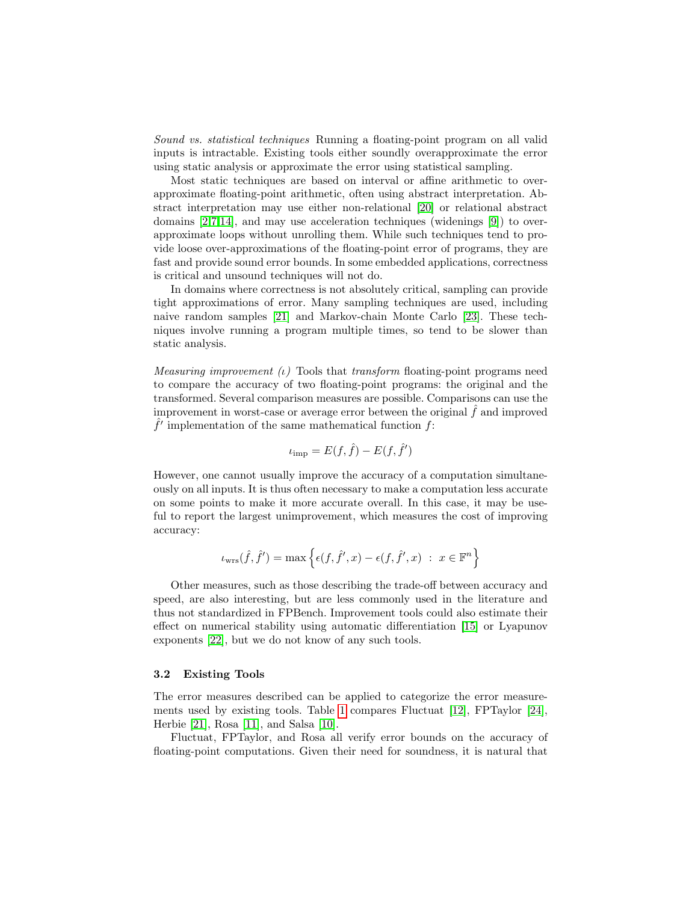*Sound vs. statistical techniques* Running a floating-point program on all valid inputs is intractable. Existing tools either soundly overapproximate the error using static analysis or approximate the error using statistical sampling.

Most static techniques are based on interval or affine arithmetic to overapproximate floating-point arithmetic, often using abstract interpretation. Abstract interpretation may use either non-relational [20] or relational abstract domains [2,7,14], and may use acceleration techniques (widenings [9]) to overapproximate loops without unrolling them. While such techniques tend to provide loose over-approximations of the floating-point error of programs, they are fast and provide sound error bounds. In some embedded applications, correctness is critical and unsound techniques will not do.

In domains where correctness is not absolutely critical, sampling can provide tight approximations of error. Many sampling techniques are used, including naive random samples [21] and Markov-chain Monte Carlo [23]. These techniques involve running a program multiple times, so tend to be slower than static analysis.

*Measuring improvement ($\iota$)* Tools that *transform* floating-point programs need to compare the accuracy of two floating-point programs: the original and the transformed. Several comparison measures are possible. Comparisons can use the improvement in worst-case or average error between the original $\hat{f}$ and improved $\hat{f}'$ implementation of the same mathematical function $f$:

$$\iota_{\text{imp}} = E(f, \hat{f}) - E(f, \hat{f}')$$

However, one cannot usually improve the accuracy of a computation simultaneously on all inputs. It is thus often necessary to make a computation less accurate on some points to make it more accurate overall. In this case, it may be useful to report the largest unimprovement, which measures the cost of improving accuracy:

$$\iota_{\text{wrs}}(\hat{f}, \hat{f}') = \max \left\{ \epsilon(f, \hat{f}', x) - \epsilon(f, \hat{f}', x) \;:\; x \in \mathbb{F}^n \right\}$$

Other measures, such as those describing the trade-off between accuracy and speed, are also interesting, but are less commonly used in the literature and thus not standardized in FPBench. Improvement tools could also estimate their effect on numerical stability using automatic differentiation [15] or Lyapunov exponents [22], but we do not know of any such tools.

### 3.2 Existing Tools

The error measures described can be applied to categorize the error measurements used by existing tools. Table 1 compares Fluctuat [12], FPTaylor [24], Herbie [21], Rosa [11], and Salsa [10].

Fluctuat, FPTaylor, and Rosa all verify error bounds on the accuracy of floating-point computations. Given their need for soundness, it is natural that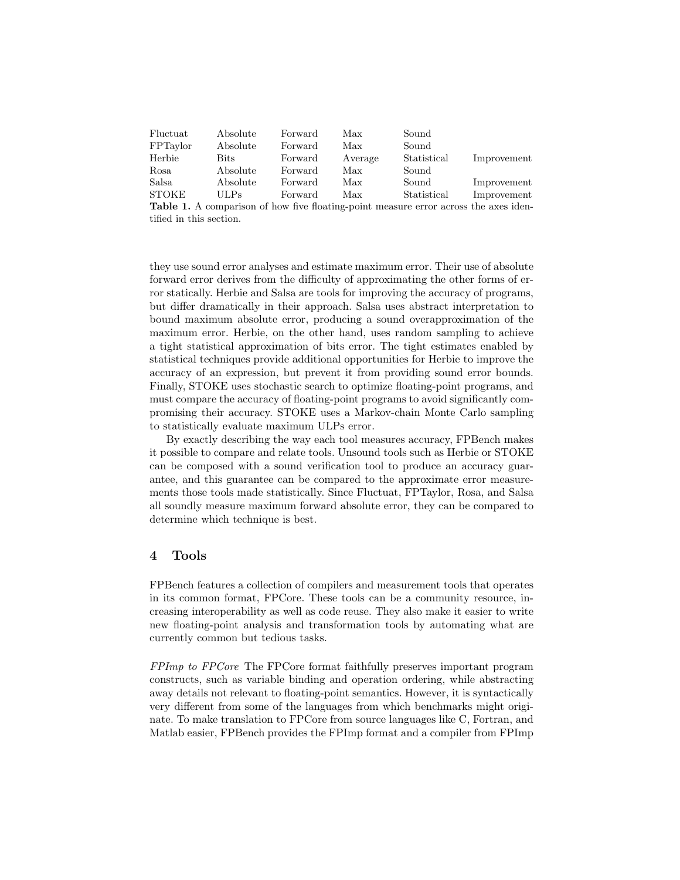| | | | | | |
|---|---|---|---|---|---|
| Fluctuat | Absolute | Forward | Max | Sound | |
| FPTaylor | Absolute | Forward | Max | Sound | |
| Herbie | Bits | Forward | Average | Statistical | Improvement |
| Rosa | Absolute | Forward | Max | Sound | |
| Salsa | Absolute | Forward | Max | Sound | Improvement |
| STOKE | ULPs | Forward | Max | Statistical | Improvement |

**Table 1.** A comparison of how five floating-point measure error across the axes identified in this section.

they use sound error analyses and estimate maximum error. Their use of absolute forward error derives from the difficulty of approximating the other forms of error statically. Herbie and Salsa are tools for improving the accuracy of programs, but differ dramatically in their approach. Salsa uses abstract interpretation to bound maximum absolute error, producing a sound overapproximation of the maximum error. Herbie, on the other hand, uses random sampling to achieve a tight statistical approximation of bits error. The tight estimates enabled by statistical techniques provide additional opportunities for Herbie to improve the accuracy of an expression, but prevent it from providing sound error bounds. Finally, STOKE uses stochastic search to optimize floating-point programs, and must compare the accuracy of floating-point programs to avoid significantly compromising their accuracy. STOKE uses a Markov-chain Monte Carlo sampling to statistically evaluate maximum ULPs error.

By exactly describing the way each tool measures accuracy, FPBench makes it possible to compare and relate tools. Unsound tools such as Herbie or STOKE can be composed with a sound verification tool to produce an accuracy guarantee, and this guarantee can be compared to the approximate error measurements those tools made statistically. Since Fluctuat, FPTaylor, Rosa, and Salsa all soundly measure maximum forward absolute error, they can be compared to determine which technique is best.

## 4 Tools

FPBench features a collection of compilers and measurement tools that operates in its common format, FPCore. These tools can be a community resource, increasing interoperability as well as code reuse. They also make it easier to write new floating-point analysis and transformation tools by automating what are currently common but tedious tasks.

*FPImp to FPCore* The FPCore format faithfully preserves important program constructs, such as variable binding and operation ordering, while abstracting away details not relevant to floating-point semantics. However, it is syntactically very different from some of the languages from which benchmarks might originate. To make translation to FPCore from source languages like C, Fortran, and Matlab easier, FPBench provides the FPImp format and a compiler from FPImp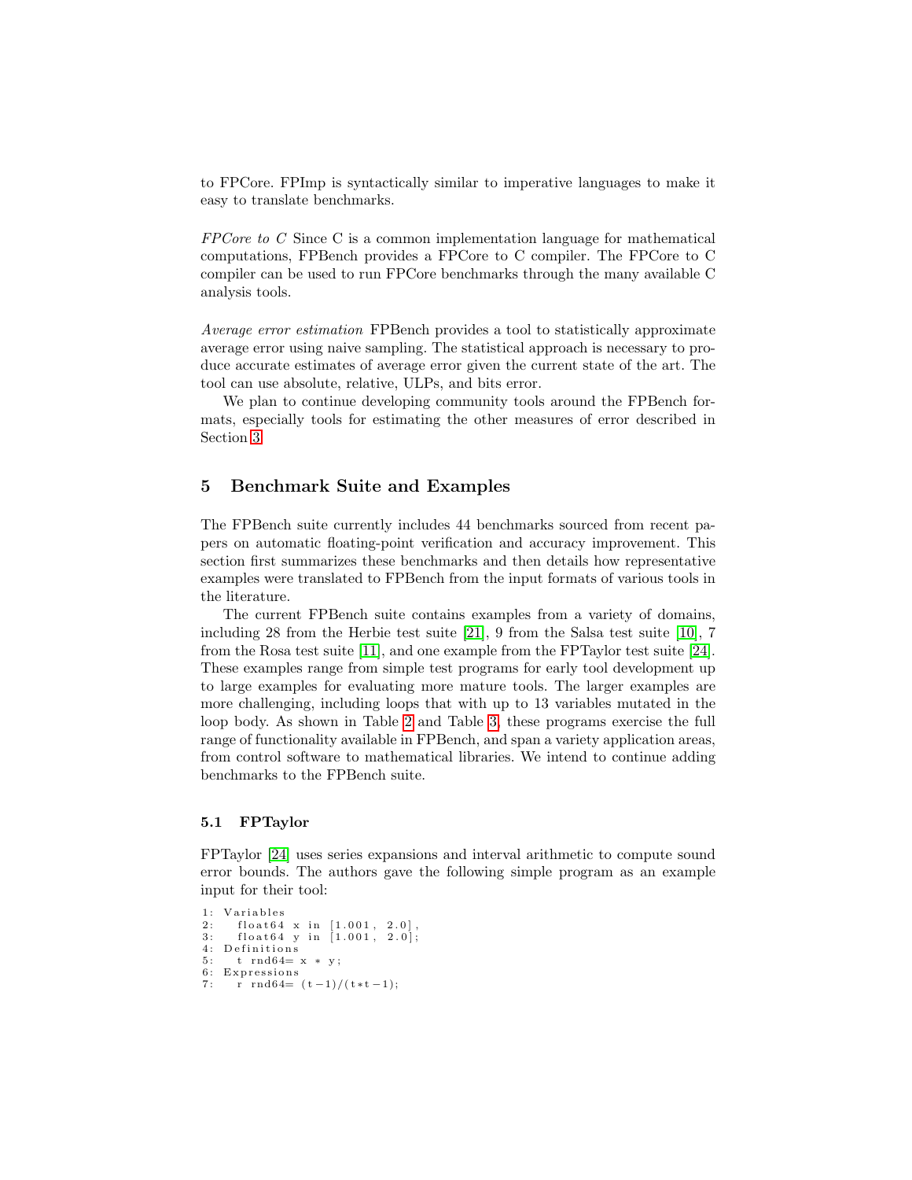to FPCore. FPImp is syntactically similar to imperative languages to make it easy to translate benchmarks.

*FPCore to C* Since C is a common implementation language for mathematical computations, FPBench provides a FPCore to C compiler. The FPCore to C compiler can be used to run FPCore benchmarks through the many available C analysis tools.

*Average error estimation* FPBench provides a tool to statistically approximate average error using naive sampling. The statistical approach is necessary to produce accurate estimates of average error given the current state of the art. The tool can use absolute, relative, ULPs, and bits error.

We plan to continue developing community tools around the FPBench formats, especially tools for estimating the other measures of error described in Section 3.

## 5 Benchmark Suite and Examples

The FPBench suite currently includes 44 benchmarks sourced from recent papers on automatic floating-point verification and accuracy improvement. This section first summarizes these benchmarks and then details how representative examples were translated to FPBench from the input formats of various tools in the literature.

The current FPBench suite contains examples from a variety of domains, including 28 from the Herbie test suite [21], 9 from the Salsa test suite [10], 7 from the Rosa test suite [11], and one example from the FPTaylor test suite [24]. These examples range from simple test programs for early tool development up to large examples for evaluating more mature tools. The larger examples are more challenging, including loops that with up to 13 variables mutated in the loop body. As shown in Table 2 and Table 3, these programs exercise the full range of functionality available in FPBench, and span a variety application areas, from control software to mathematical libraries. We intend to continue adding benchmarks to the FPBench suite.

### 5.1 FPTaylor

FPTaylor [24] uses series expansions and interval arithmetic to compute sound error bounds. The authors gave the following simple program as an example input for their tool:

```
1: Variables
2:   float64 x in [1.001, 2.0],
3:   float64 y in [1.001, 2.0];
4: Definitions
5:   t rnd64= x * y;
6: Expressions
7:   r rnd64= (t-1)/(t*t-1);
```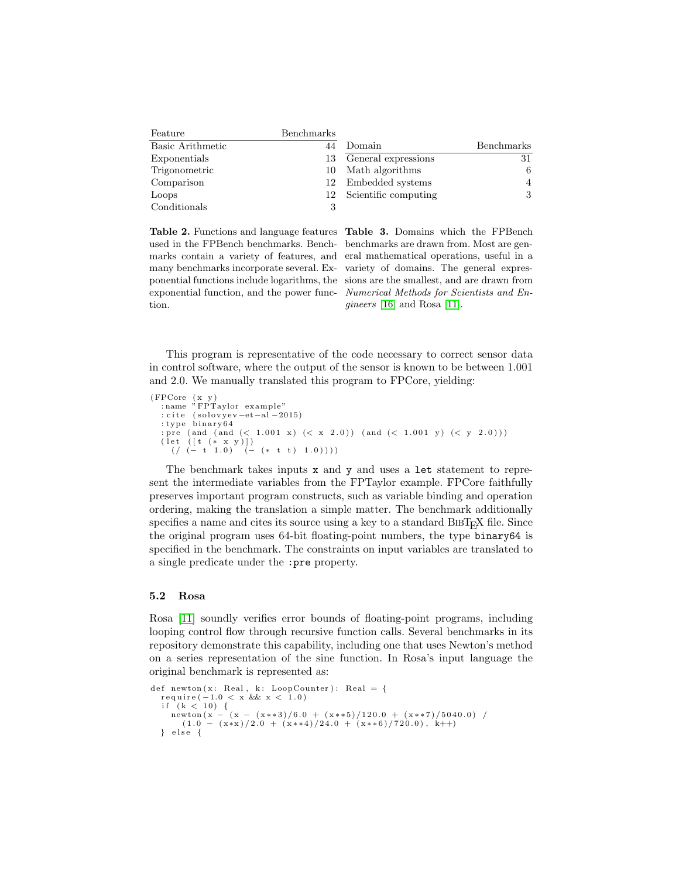| Feature | Benchmarks |
|---|---|
| Basic Arithmetic | 44 |
| Exponentials | 13 |
| Trigonometric | 10 |
| Comparison | 12 |
| Loops | 12 |
| Conditionals | 3 |

**Table 2.** Functions and language features used in the FPBench benchmarks. Benchmarks contain a variety of features, and many benchmarks incorporate several. Exponential functions include logarithms, the exponential function, and the power function.

| Domain | Benchmarks |
|---|---|
| General expressions | 31 |
| Math algorithms | 6 |
| Embedded systems | 4 |
| Scientific computing | 3 |

**Table 3.** Domains which the FPBench benchmarks are drawn from. Most are general mathematical operations, useful in a variety of domains. The general expressions are the smallest, and are drawn from *Numerical Methods for Scientists and Engineers* [16] and Rosa [11].

This program is representative of the code necessary to correct sensor data in control software, where the output of the sensor is known to be between 1.001 and 2.0. We manually translated this program to FPCore, yielding:

```
(FPCore (x y)
  :name "FPTaylor example"
  :cite (solovyev-et-al-2015)
  :type binary64
  :pre (and (and (< 1.001 x) (< x 2.0)) (and (< 1.001 y) (< y 2.0)))
  (let ([t (* x y)])
    (/ (- t 1.0) (- (* t t) 1.0))))
```

The benchmark takes inputs `x` and `y` and uses a `let` statement to represent the intermediate variables from the FPTaylor example. FPCore faithfully preserves important program constructs, such as variable binding and operation ordering, making the translation a simple matter. The benchmark additionally specifies a name and cites its source using a key to a standard BibTeX file. Since the original program uses 64-bit floating-point numbers, the type `binary64` is specified in the benchmark. The constraints on input variables are translated to a single predicate under the `:pre` property.

### 5.2 Rosa

Rosa [11] soundly verifies error bounds of floating-point programs, including looping control flow through recursive function calls. Several benchmarks in its repository demonstrate this capability, including one that uses Newton's method on a series representation of the sine function. In Rosa's input language the original benchmark is represented as:

```
def newton(x: Real, k: LoopCounter): Real = {
  require(-1.0 < x && x < 1.0)
  if (k < 10) {
    newton(x - (x - (x**3)/6.0 + (x**5)/120.0 + (x**7)/5040.0) /
      (1.0 - (x*x)/2.0 + (x**4)/24.0 + (x**6)/720.0), k++)
  } else {
```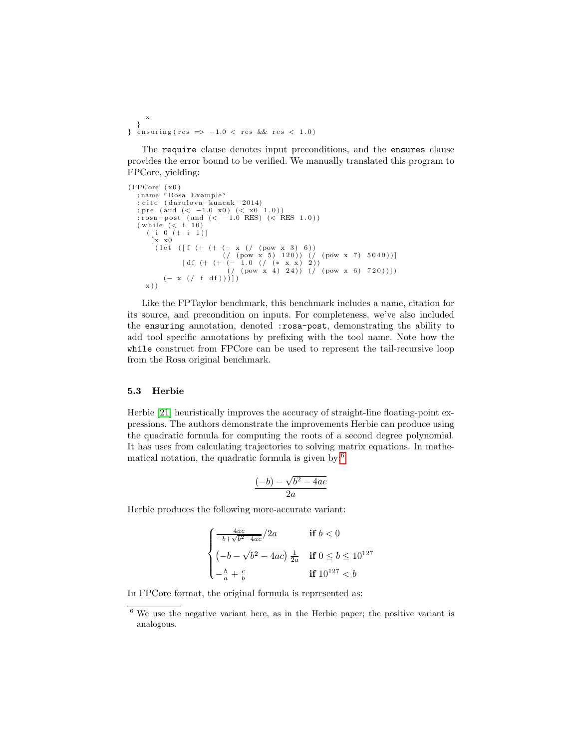```
    x
  }
} ensuring(res => -1.0 < res && res < 1.0)
```

The `require` clause denotes input preconditions, and the `ensures` clause provides the error bound to be verified. We manually translated this program to FPCore, yielding:

```
(FPCore (x0)
  :name "Rosa Example"
  :cite (darulova-kuncak-2014)
  :pre (and (< -1.0 x0) (< x0 1.0))
  :rosa-post (and (< -1.0 RES) (< RES 1.0))
  (while (< i 10)
    ([i 0 (+ i 1)]
     [x x0
      (let ([f (+ (+ (- x (/ (pow x 3) 6))
                     (/ (pow x 5) 120)) (/ (pow x 7) 5040))]
            [df (+ (+ (- 1.0 (/ (* x x) 2))
                      (/ (pow x 4) 24)) (/ (pow x 6) 720))])
        (- x (/ f df)))])
    x))
```

Like the FPTaylor benchmark, this benchmark includes a name, citation for its source, and precondition on inputs. For completeness, we've also included the `ensuring` annotation, denoted `:rosa-post`, demonstrating the ability to add tool specific annotations by prefixing with the tool name. Note how the `while` construct from FPCore can be used to represent the tail-recursive loop from the Rosa original benchmark.

### 5.3 Herbie

Herbie [21] heuristically improves the accuracy of straight-line floating-point expressions. The authors demonstrate the improvements Herbie can produce using the quadratic formula for computing the roots of a second degree polynomial. It has uses from calculating trajectories to solving matrix equations. In mathematical notation, the quadratic formula is given by:[6]

$$\frac{(-b) - \sqrt{b^2 - 4ac}}{2a}$$

Herbie produces the following more-accurate variant:

$$\begin{cases} \frac{4ac}{-b+\sqrt{b^2-4ac}}/2a & \textbf{if } b < 0 \\ \left(-b - \sqrt{b^2 - 4ac}\right)\frac{1}{2a} & \textbf{if } 0 \le b \le 10^{127} \\ -\frac{b}{a} + \frac{c}{b} & \textbf{if } 10^{127} < b \end{cases}$$

In FPCore format, the original formula is represented as:

[6] We use the negative variant here, as in the Herbie paper; the positive variant is analogous.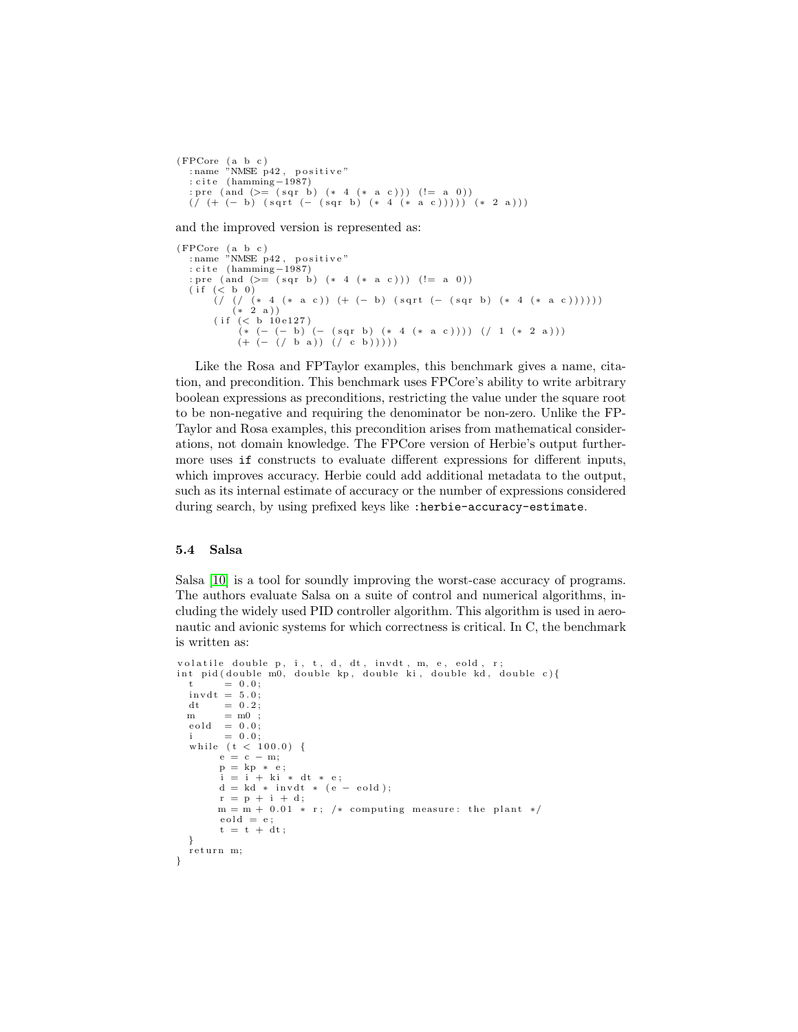```
(FPCore (a b c)
  :name "NMSE p42, positive"
  :cite (hamming-1987)
  :pre (and (>= (sqr b) (* 4 (* a c))) (!= a 0))
  (/ (+ (- b) (sqrt (- (sqr b) (* 4 (* a c))))) (* 2 a)))
```

and the improved version is represented as:

```
(FPCore (a b c)
  :name "NMSE p42, positive"
  :cite (hamming-1987)
  :pre (and (>= (sqr b) (* 4 (* a c))) (!= a 0))
  (if (< b 0)
      (/ (/ (* 4 (* a c)) (+ (- b) (sqrt (- (sqr b) (* 4 (* a c))))))
         (* 2 a))
      (if (< b 10e127)
          (* (- (- b) (- (sqr b) (* 4 (* a c)))) (/ 1 (* 2 a)))
          (+ (- (/ b a)) (/ c b)))))
```

Like the Rosa and FPTaylor examples, this benchmark gives a name, citation, and precondition. This benchmark uses FPCore's ability to write arbitrary boolean expressions as preconditions, restricting the value under the square root to be non-negative and requiring the denominator be non-zero. Unlike the FPTaylor and Rosa examples, this precondition arises from mathematical considerations, not domain knowledge. The FPCore version of Herbie's output furthermore uses `if` constructs to evaluate different expressions for different inputs, which improves accuracy. Herbie could add additional metadata to the output, such as its internal estimate of accuracy or the number of expressions considered during search, by using prefixed keys like `:herbie-accuracy-estimate`.

### 5.4 Salsa

Salsa [10] is a tool for soundly improving the worst-case accuracy of programs. The authors evaluate Salsa on a suite of control and numerical algorithms, including the widely used PID controller algorithm. This algorithm is used in aeronautic and avionic systems for which correctness is critical. In C, the benchmark is written as:

```
volatile double p, i, t, d, dt, invdt, m, e, eold, r;
int pid(double m0, double kp, double ki, double kd, double c){
  t     = 0.0;
  invdt = 5.0;
  dt    = 0.2;
  m     = m0 ;
  eold  = 0.0;
  i     = 0.0;
  while (t < 100.0) {
       e = c - m;
       p = kp * e;
       i = i + ki * dt * e;
       d = kd * invdt * (e - eold);
       r = p + i + d;
       m = m + 0.01 * r; /* computing measure: the plant */
       eold = e;
       t = t + dt;
  }
  return m;
}
```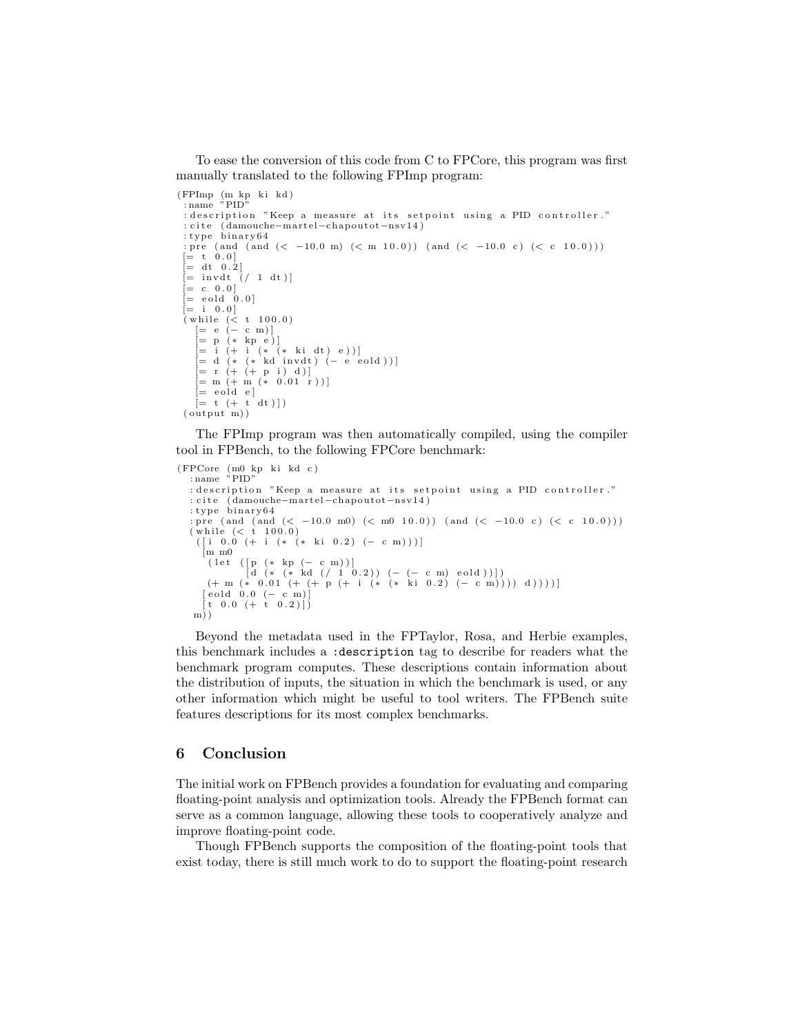To ease the conversion of this code from C to FPCore, this program was first manually translated to the following FPImp program:

```
(FPImp (m kp ki kd)
 :name "PID"
 :description "Keep a measure at its setpoint using a PID controller."
 :cite (damouche-martel-chapoutot-nsv14)
 :type binary64
 :pre (and (and (< -10.0 m) (< m 10.0)) (and (< -10.0 c) (< c 10.0)))
 [= t 0.0]
 [= dt 0.2]
 [= invdt (/ 1 dt)]
 [= c 0.0]
 [= eold 0.0]
 [= i 0.0]
 (while (< t 100.0)
   [= e (- c m)]
   [= p (* kp e)]
   [= i (+ i (* (* ki dt) e))]
   [= d (* (* kd invdt) (- e eold))]
   [= r (+ (+ p i) d)]
   [= m (+ m (* 0.01 r))]
   [= eold e]
   [= t (+ t dt)])
 (output m))
```

The FPImp program was then automatically compiled, using the compiler tool in FPBench, to the following FPCore benchmark:

```
(FPCore (m0 kp ki kd c)
  :name "PID"
  :description "Keep a measure at its setpoint using a PID controller."
  :cite (damouche-martel-chapoutot-nsv14)
  :type binary64
  :pre (and (and (< -10.0 m0) (< m0 10.0)) (and (< -10.0 c) (< c 10.0)))
  (while (< t 100.0)
   ([i 0.0 (+ i (* (* ki 0.2) (- c m)))]
    [m m0
     (let ([p (* kp (- c m))]
           [d (* (* kd (/ 1 0.2)) (- (- c m) eold))])
     (+ m (* 0.01 (+ (+ p (+ i (* (* ki 0.2) (- c m)))) d))))]
    [eold 0.0 (- c m)]
    [t 0.0 (+ t 0.2)])
   m))
```

Beyond the metadata used in the FPTaylor, Rosa, and Herbie examples, this benchmark includes a `:description` tag to describe for readers what the benchmark program computes. These descriptions contain information about the distribution of inputs, the situation in which the benchmark is used, or any other information which might be useful to tool writers. The FPBench suite features descriptions for its most complex benchmarks.

## 6 Conclusion

The initial work on FPBench provides a foundation for evaluating and comparing floating-point analysis and optimization tools. Already the FPBench format can serve as a common language, allowing these tools to cooperatively analyze and improve floating-point code.

Though FPBench supports the composition of the floating-point tools that exist today, there is still much work to do to support the floating-point research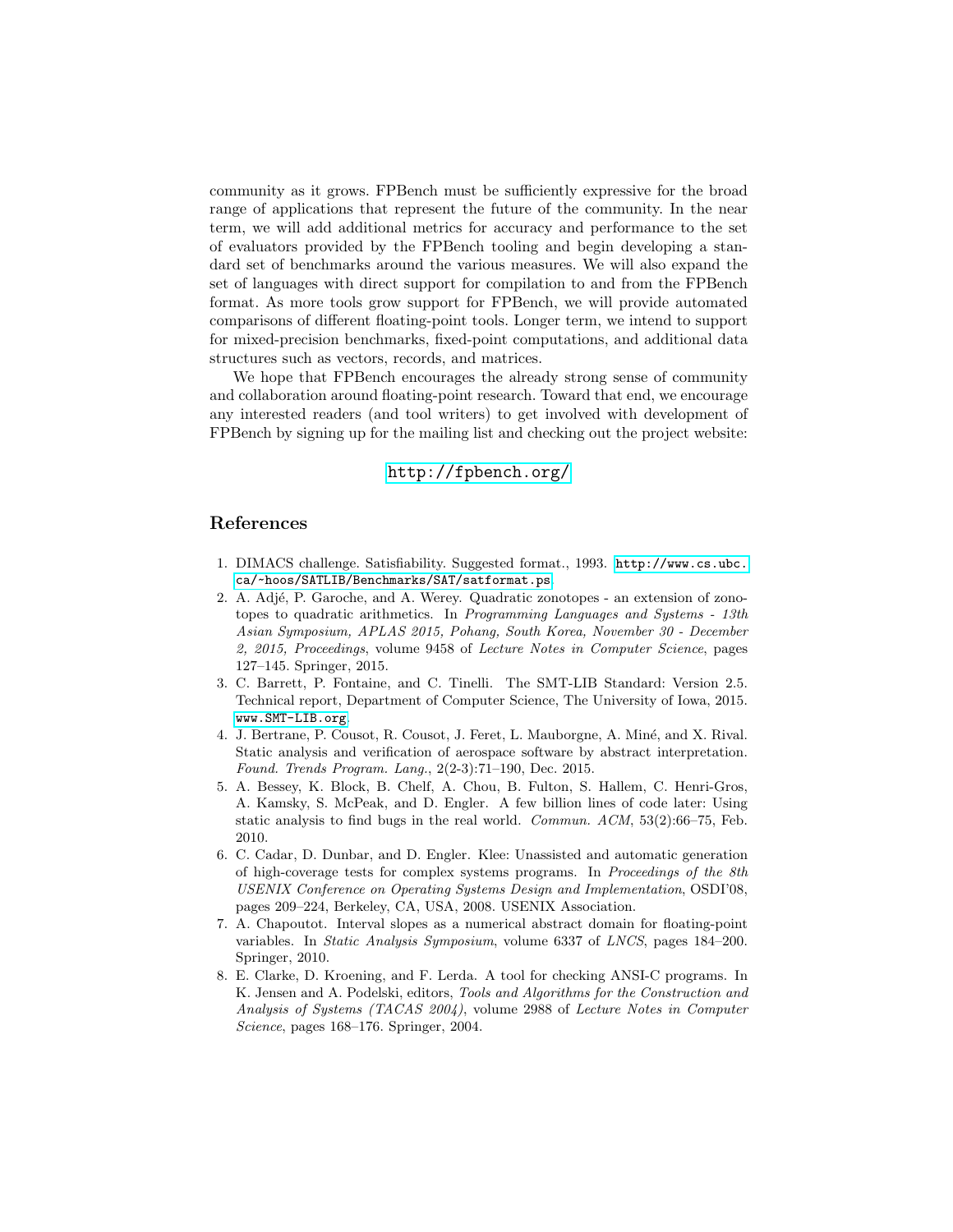community as it grows. FPBench must be sufficiently expressive for the broad range of applications that represent the future of the community. In the near term, we will add additional metrics for accuracy and performance to the set of evaluators provided by the FPBench tooling and begin developing a standard set of benchmarks around the various measures. We will also expand the set of languages with direct support for compilation to and from the FPBench format. As more tools grow support for FPBench, we will provide automated comparisons of different floating-point tools. Longer term, we intend to support for mixed-precision benchmarks, fixed-point computations, and additional data structures such as vectors, records, and matrices.

We hope that FPBench encourages the already strong sense of community and collaboration around floating-point research. Toward that end, we encourage any interested readers (and tool writers) to get involved with development of FPBench by signing up for the mailing list and checking out the project website:

`http://fpbench.org/`

## References

1. DIMACS challenge. Satisfiability. Suggested format., 1993. `http://www.cs.ubc.ca/~hoos/SATLIB/Benchmarks/SAT/satformat.ps`.
2. A. Adjé, P. Garoche, and A. Werey. Quadratic zonotopes - an extension of zonotopes to quadratic arithmetics. In *Programming Languages and Systems - 13th Asian Symposium, APLAS 2015, Pohang, South Korea, November 30 - December 2, 2015, Proceedings*, volume 9458 of *Lecture Notes in Computer Science*, pages 127–145. Springer, 2015.
3. C. Barrett, P. Fontaine, and C. Tinelli. The SMT-LIB Standard: Version 2.5. Technical report, Department of Computer Science, The University of Iowa, 2015. `www.SMT-LIB.org`.
4. J. Bertrane, P. Cousot, R. Cousot, J. Feret, L. Mauborgne, A. Miné, and X. Rival. Static analysis and verification of aerospace software by abstract interpretation. *Found. Trends Program. Lang.*, 2(2-3):71–190, Dec. 2015.
5. A. Bessey, K. Block, B. Chelf, A. Chou, B. Fulton, S. Hallem, C. Henri-Gros, A. Kamsky, S. McPeak, and D. Engler. A few billion lines of code later: Using static analysis to find bugs in the real world. *Commun. ACM*, 53(2):66–75, Feb. 2010.
6. C. Cadar, D. Dunbar, and D. Engler. Klee: Unassisted and automatic generation of high-coverage tests for complex systems programs. In *Proceedings of the 8th USENIX Conference on Operating Systems Design and Implementation*, OSDI'08, pages 209–224, Berkeley, CA, USA, 2008. USENIX Association.
7. A. Chapoutot. Interval slopes as a numerical abstract domain for floating-point variables. In *Static Analysis Symposium*, volume 6337 of *LNCS*, pages 184–200. Springer, 2010.
8. E. Clarke, D. Kroening, and F. Lerda. A tool for checking ANSI-C programs. In K. Jensen and A. Podelski, editors, *Tools and Algorithms for the Construction and Analysis of Systems (TACAS 2004)*, volume 2988 of *Lecture Notes in Computer Science*, pages 168–176. Springer, 2004.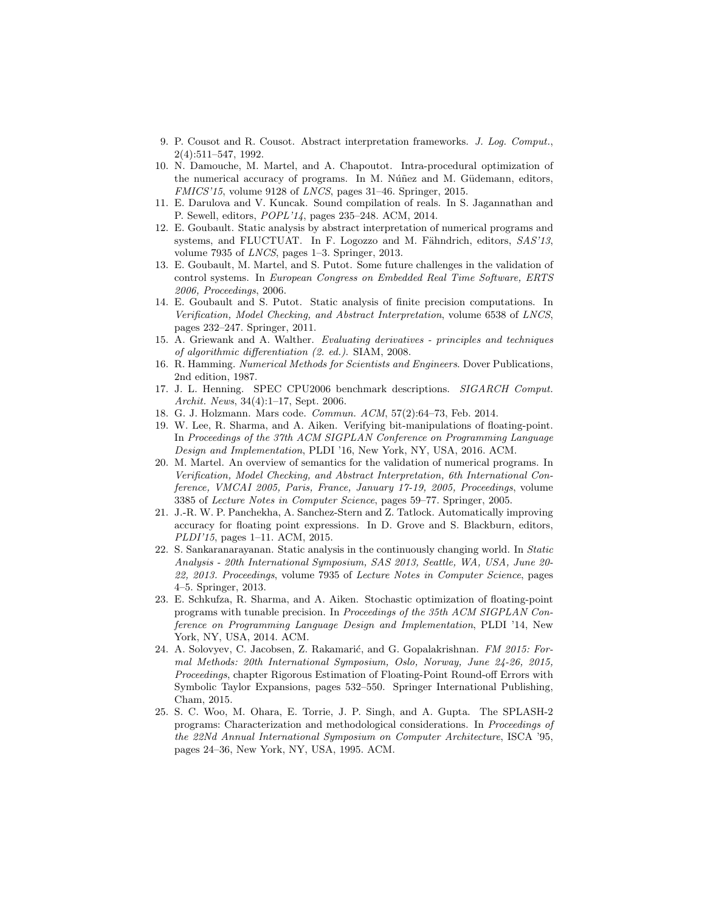9. P. Cousot and R. Cousot. Abstract interpretation frameworks. *J. Log. Comput.*, 2(4):511–547, 1992.
10. N. Damouche, M. Martel, and A. Chapoutot. Intra-procedural optimization of the numerical accuracy of programs. In M. Núñez and M. Güdemann, editors, *FMICS'15*, volume 9128 of *LNCS*, pages 31–46. Springer, 2015.
11. E. Darulova and V. Kuncak. Sound compilation of reals. In S. Jagannathan and P. Sewell, editors, *POPL'14*, pages 235–248. ACM, 2014.
12. E. Goubault. Static analysis by abstract interpretation of numerical programs and systems, and FLUCTUAT. In F. Logozzo and M. Fähndrich, editors, *SAS'13*, volume 7935 of *LNCS*, pages 1–3. Springer, 2013.
13. E. Goubault, M. Martel, and S. Putot. Some future challenges in the validation of control systems. In *European Congress on Embedded Real Time Software, ERTS 2006, Proceedings*, 2006.
14. E. Goubault and S. Putot. Static analysis of finite precision computations. In *Verification, Model Checking, and Abstract Interpretation*, volume 6538 of *LNCS*, pages 232–247. Springer, 2011.
15. A. Griewank and A. Walther. *Evaluating derivatives - principles and techniques of algorithmic differentiation (2. ed.).* SIAM, 2008.
16. R. Hamming. *Numerical Methods for Scientists and Engineers*. Dover Publications, 2nd edition, 1987.
17. J. L. Henning. SPEC CPU2006 benchmark descriptions. *SIGARCH Comput. Archit. News*, 34(4):1–17, Sept. 2006.
18. G. J. Holzmann. Mars code. *Commun. ACM*, 57(2):64–73, Feb. 2014.
19. W. Lee, R. Sharma, and A. Aiken. Verifying bit-manipulations of floating-point. In *Proceedings of the 37th ACM SIGPLAN Conference on Programming Language Design and Implementation*, PLDI '16, New York, NY, USA, 2016. ACM.
20. M. Martel. An overview of semantics for the validation of numerical programs. In *Verification, Model Checking, and Abstract Interpretation, 6th International Conference, VMCAI 2005, Paris, France, January 17-19, 2005, Proceedings*, volume 3385 of *Lecture Notes in Computer Science*, pages 59–77. Springer, 2005.
21. J.-R. W. P. Panchekha, A. Sanchez-Stern and Z. Tatlock. Automatically improving accuracy for floating point expressions. In D. Grove and S. Blackburn, editors, *PLDI'15*, pages 1–11. ACM, 2015.
22. S. Sankaranarayanan. Static analysis in the continuously changing world. In *Static Analysis - 20th International Symposium, SAS 2013, Seattle, WA, USA, June 20-22, 2013. Proceedings*, volume 7935 of *Lecture Notes in Computer Science*, pages 4–5. Springer, 2013.
23. E. Schkufza, R. Sharma, and A. Aiken. Stochastic optimization of floating-point programs with tunable precision. In *Proceedings of the 35th ACM SIGPLAN Conference on Programming Language Design and Implementation*, PLDI '14, New York, NY, USA, 2014. ACM.
24. A. Solovyev, C. Jacobsen, Z. Rakamarić, and G. Gopalakrishnan. *FM 2015: Formal Methods: 20th International Symposium, Oslo, Norway, June 24-26, 2015, Proceedings*, chapter Rigorous Estimation of Floating-Point Round-off Errors with Symbolic Taylor Expansions, pages 532–550. Springer International Publishing, Cham, 2015.
25. S. C. Woo, M. Ohara, E. Torrie, J. P. Singh, and A. Gupta. The SPLASH-2 programs: Characterization and methodological considerations. In *Proceedings of the 22Nd Annual International Symposium on Computer Architecture*, ISCA '95, pages 24–36, New York, NY, USA, 1995. ACM.